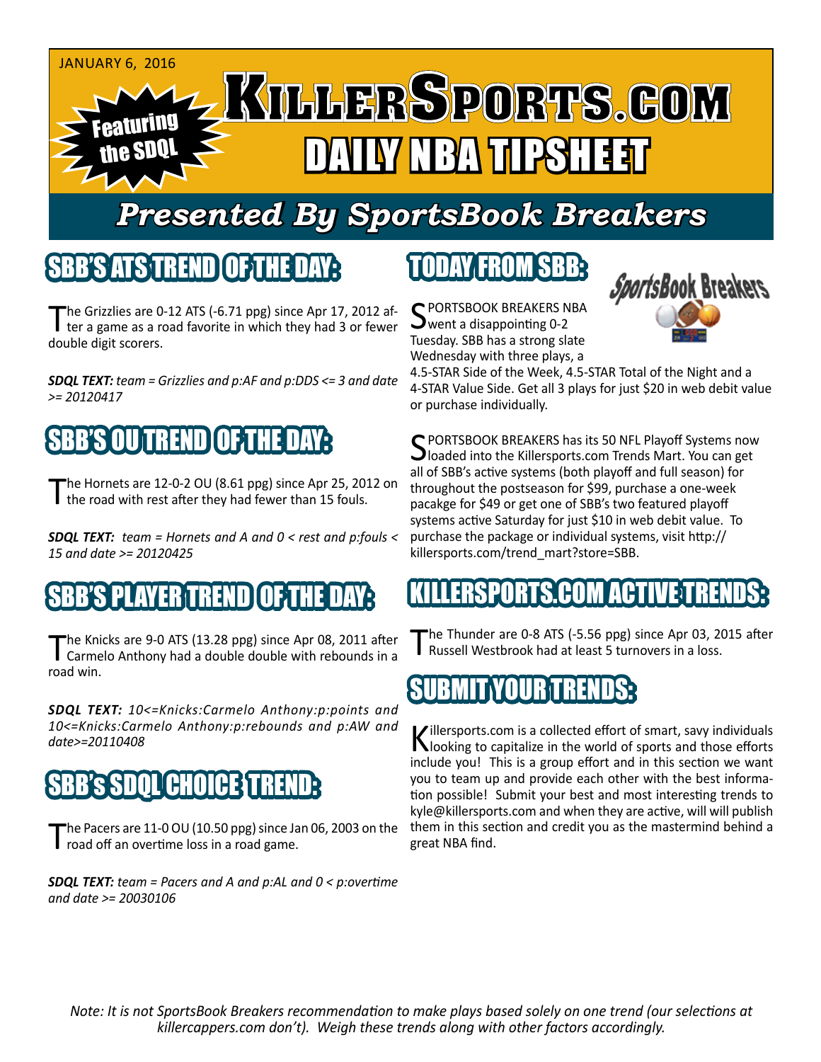JANUARY 6, 2016

Featuring the SDQL

# KILLERSPORTS.COM DAILY NBA TIPSHEET

## Presented By SportsBook Breakers

## SBB'S ATS TREND OF THE DAY:

The Grizzlies are 0-12 ATS (-6.71 ppg) since Apr 17, 2012 after a game as a road favorite in which they had 3 or fewer double digit scorers.

***SDQL TEXT:*** *team = Grizzlies and p:AF and p:DDS <= 3 and date >= 20120417*

## SBB'S OU TREND OF THE DAY:

The Hornets are 12-0-2 OU (8.61 ppg) since Apr 25, 2012 on the road with rest after they had fewer than 15 fouls.

***SDQL TEXT:*** *team = Hornets and A and 0 < rest and p:fouls < 15 and date >= 20120425*

## SBB'S PLAYER TREND OF THE DAY:

The Knicks are 9-0 ATS (13.28 ppg) since Apr 08, 2011 after Carmelo Anthony had a double double with rebounds in a road win.

***SDQL TEXT:*** *10<=Knicks:Carmelo Anthony:p:points and 10<=Knicks:Carmelo Anthony:p:rebounds and p:AW and date>=20110408*

## SBB's SDQL CHOICE TREND:

The Pacers are 11-0 OU (10.50 ppg) since Jan 06, 2003 on the road off an overtime loss in a road game.

***SDQL TEXT:*** *team = Pacers and A and p:AL and 0 < p:overtime and date >= 20030106*

## TODAY FROM SBB:

SPORTSBOOK BREAKERS NBA went a disappointing 0-2 Tuesday. SBB has a strong slate Wednesday with three plays, a 4.5-STAR Side of the Week, 4.5-STAR Total of the Night and a 4-STAR Value Side. Get all 3 plays for just $20 in web debit value or purchase individually.

SPORTSBOOK BREAKERS has its 50 NFL Playoff Systems now loaded into the Killersports.com Trends Mart. You can get all of SBB's active systems (both playoff and full season) for throughout the postseason for $99, purchase a one-week pacakge for $49 or get one of SBB's two featured playoff systems active Saturday for just $10 in web debit value. To purchase the package or individual systems, visit http://killersports.com/trend_mart?store=SBB.

## KILLERSPORTS.COM ACTIVE TRENDS:

The Thunder are 0-8 ATS (-5.56 ppg) since Apr 03, 2015 after Russell Westbrook had at least 5 turnovers in a loss.

## SUBMIT YOUR TRENDS:

Killersports.com is a collected effort of smart, savy individuals looking to capitalize in the world of sports and those efforts include you! This is a group effort and in this section we want you to team up and provide each other with the best information possible! Submit your best and most interesting trends to kyle@killersports.com and when they are active, will will publish them in this section and credit you as the mastermind behind a great NBA find.

*Note: It is not SportsBook Breakers recommendation to make plays based solely on one trend (our selections at killercappers.com don't). Weigh these trends along with other factors accordingly.*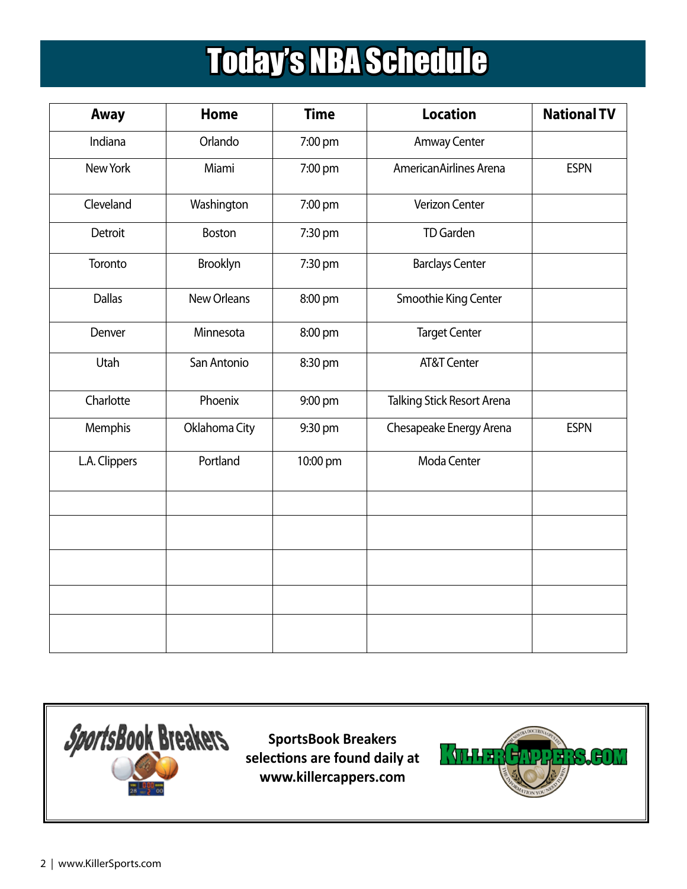# Today's NBA Schedule

| Away | Home | Time | Location | National TV |
|---|---|---|---|---|
| Indiana | Orlando | 7:00 pm | Amway Center | |
| New York | Miami | 7:00 pm | AmericanAirlines Arena | ESPN |
| Cleveland | Washington | 7:00 pm | Verizon Center | |
| Detroit | Boston | 7:30 pm | TD Garden | |
| Toronto | Brooklyn | 7:30 pm | Barclays Center | |
| Dallas | New Orleans | 8:00 pm | Smoothie King Center | |
| Denver | Minnesota | 8:00 pm | Target Center | |
| Utah | San Antonio | 8:30 pm | AT&T Center | |
| Charlotte | Phoenix | 9:00 pm | Talking Stick Resort Arena | |
| Memphis | Oklahoma City | 9:30 pm | Chesapeake Energy Arena | ESPN |
| L.A. Clippers | Portland | 10:00 pm | Moda Center | |
| | | | | |
| | | | | |
| | | | | |
| | | | | |
| | | | | |

SportsBook Breakers

**SportsBook Breakers selections are found daily at www.killercappers.com**

KILLERCAPPERS.COM